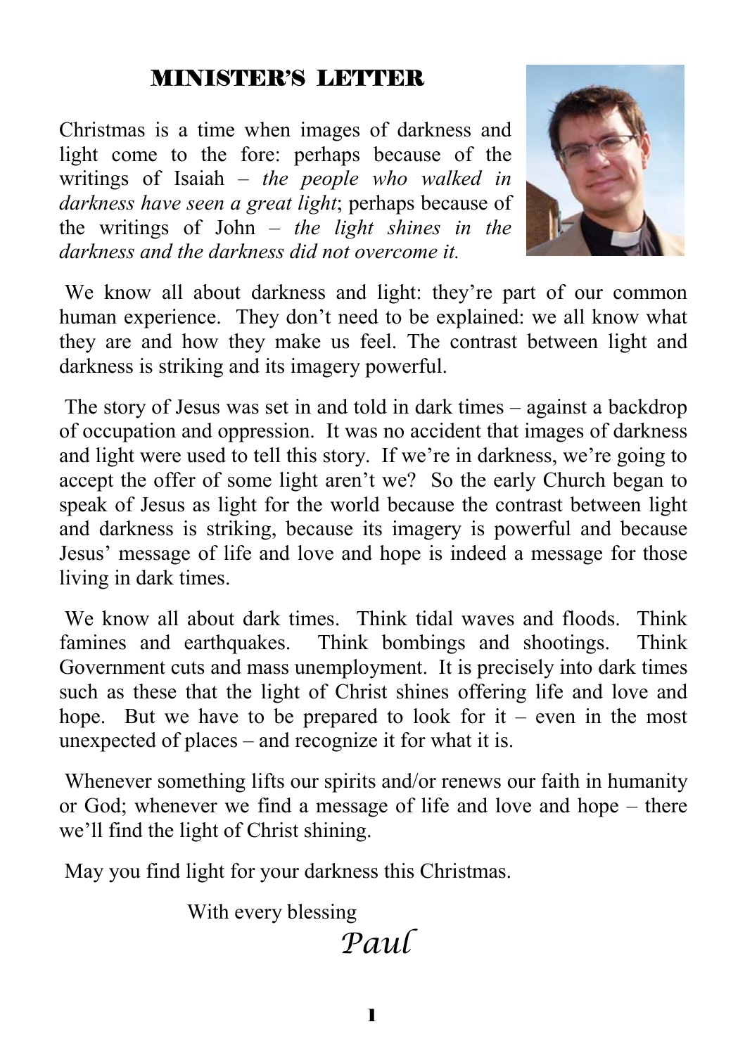## MINISTER'S LETTER

Christmas is a time when images of darkness and light come to the fore: perhaps because of the writings of Isaiah – *the people who walked in darkness have seen a great light*; perhaps because of the writings of John – *the light shines in the darkness and the darkness did not overcome it.*

We know all about darkness and light: they're part of our common human experience. They don't need to be explained: we all know what they are and how they make us feel. The contrast between light and darkness is striking and its imagery powerful.

The story of Jesus was set in and told in dark times – against a backdrop of occupation and oppression. It was no accident that images of darkness and light were used to tell this story. If we're in darkness, we're going to accept the offer of some light aren't we? So the early Church began to speak of Jesus as light for the world because the contrast between light and darkness is striking, because its imagery is powerful and because Jesus' message of life and love and hope is indeed a message for those living in dark times.

We know all about dark times. Think tidal waves and floods. Think famines and earthquakes. Think bombings and shootings. Think Government cuts and mass unemployment. It is precisely into dark times such as these that the light of Christ shines offering life and love and hope. But we have to be prepared to look for it – even in the most unexpected of places – and recognize it for what it is.

Whenever something lifts our spirits and/or renews our faith in humanity or God; whenever we find a message of life and love and hope – there we'll find the light of Christ shining.

May you find light for your darkness this Christmas.

With every blessing

*Paul*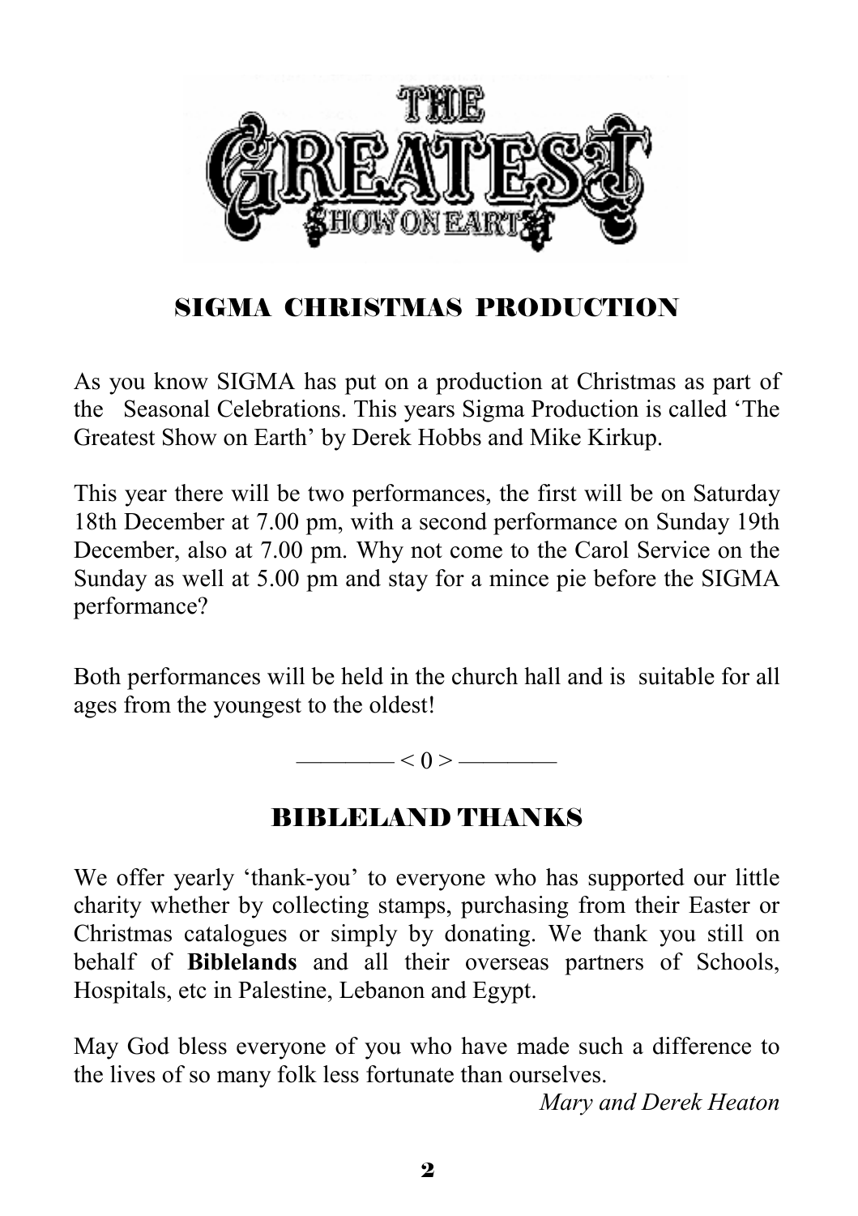THE GREATEST SHOW ON EARTH

## SIGMA CHRISTMAS PRODUCTION

As you know SIGMA has put on a production at Christmas as part of the Seasonal Celebrations. This years Sigma Production is called 'The Greatest Show on Earth' by Derek Hobbs and Mike Kirkup.

This year there will be two performances, the first will be on Saturday 18th December at 7.00 pm, with a second performance on Sunday 19th December, also at 7.00 pm. Why not come to the Carol Service on the Sunday as well at 5.00 pm and stay for a mince pie before the SIGMA performance?

Both performances will be held in the church hall and is suitable for all ages from the youngest to the oldest!

———— < 0 > ————

## BIBLELAND THANKS

We offer yearly 'thank-you' to everyone who has supported our little charity whether by collecting stamps, purchasing from their Easter or Christmas catalogues or simply by donating. We thank you still on behalf of **Biblelands** and all their overseas partners of Schools, Hospitals, etc in Palestine, Lebanon and Egypt.

May God bless everyone of you who have made such a difference to the lives of so many folk less fortunate than ourselves.

*Mary and Derek Heaton*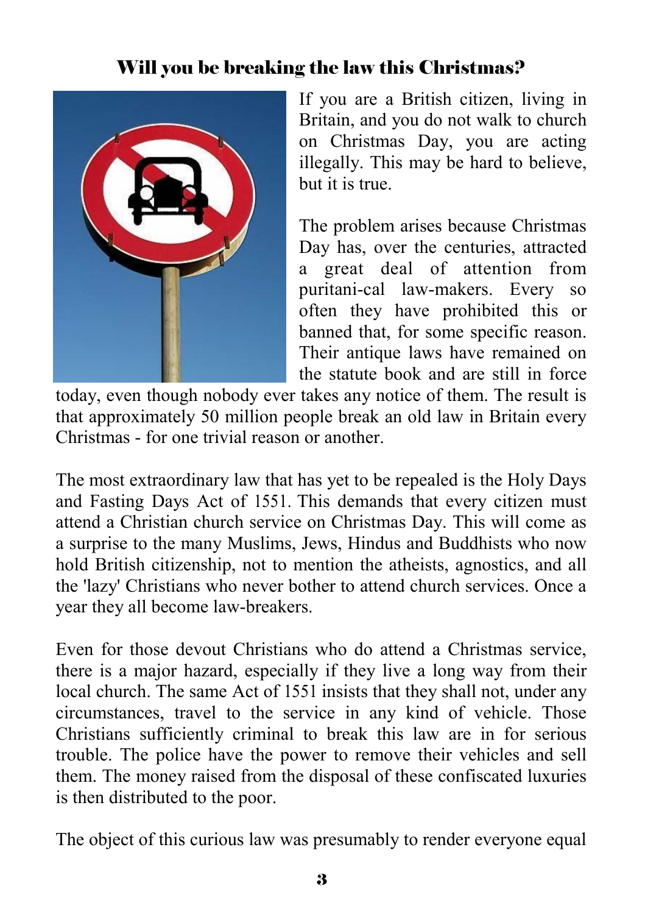## Will you be breaking the law this Christmas?

If you are a British citizen, living in Britain, and you do not walk to church on Christmas Day, you are acting illegally. This may be hard to believe, but it is true.

The problem arises because Christmas Day has, over the centuries, attracted a great deal of attention from puritani-cal law-makers. Every so often they have prohibited this or banned that, for some specific reason. Their antique laws have remained on the statute book and are still in force today, even though nobody ever takes any notice of them. The result is that approximately 50 million people break an old law in Britain every Christmas - for one trivial reason or another.

The most extraordinary law that has yet to be repealed is the Holy Days and Fasting Days Act of 1551. This demands that every citizen must attend a Christian church service on Christmas Day. This will come as a surprise to the many Muslims, Jews, Hindus and Buddhists who now hold British citizenship, not to mention the atheists, agnostics, and all the 'lazy' Christians who never bother to attend church services. Once a year they all become law-breakers.

Even for those devout Christians who do attend a Christmas service, there is a major hazard, especially if they live a long way from their local church. The same Act of 1551 insists that they shall not, under any circumstances, travel to the service in any kind of vehicle. Those Christians sufficiently criminal to break this law are in for serious trouble. The police have the power to remove their vehicles and sell them. The money raised from the disposal of these confiscated luxuries is then distributed to the poor.

The object of this curious law was presumably to render everyone equal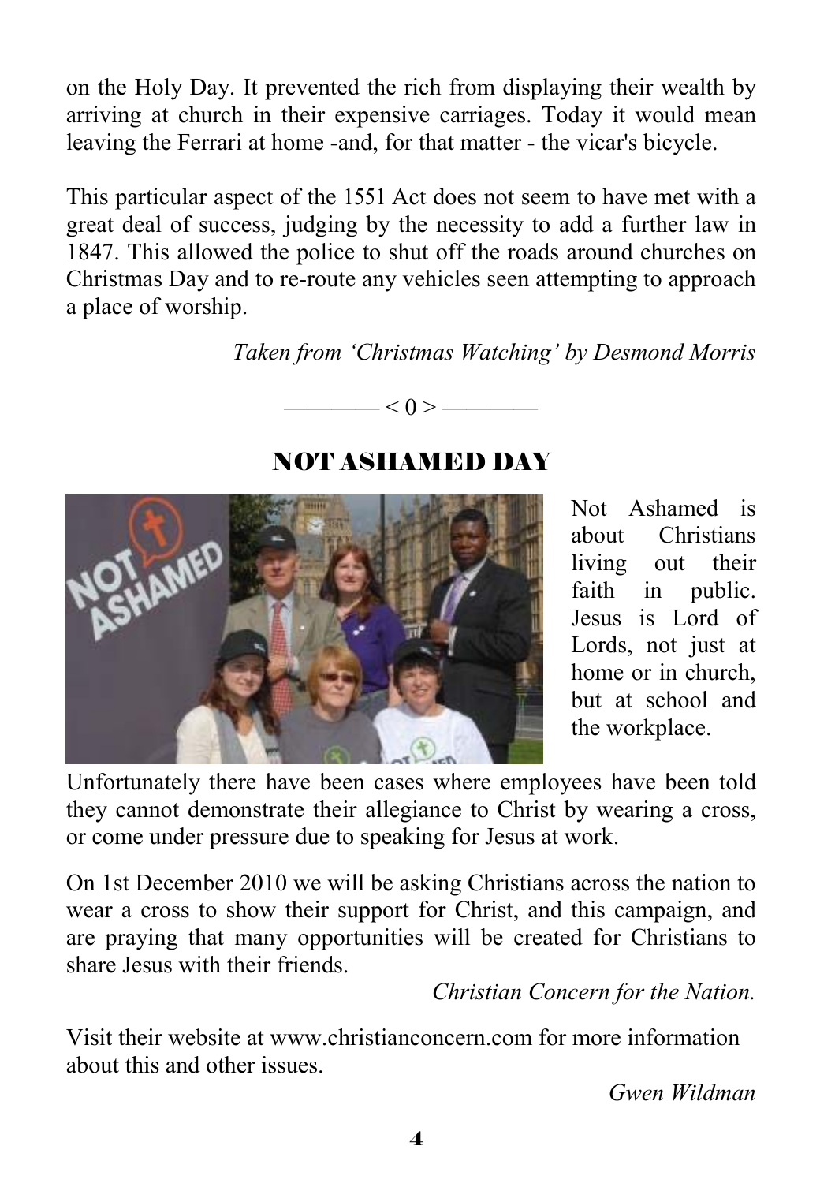on the Holy Day. It prevented the rich from displaying their wealth by arriving at church in their expensive carriages. Today it would mean leaving the Ferrari at home -and, for that matter - the vicar's bicycle.

This particular aspect of the 1551 Act does not seem to have met with a great deal of success, judging by the necessity to add a further law in 1847. This allowed the police to shut off the roads around churches on Christmas Day and to re-route any vehicles seen attempting to approach a place of worship.

*Taken from 'Christmas Watching' by Desmond Morris*

———— < 0 > ————

## NOT ASHAMED DAY

Not Ashamed is about Christians living out their faith in public. Jesus is Lord of Lords, not just at home or in church, but at school and the workplace.

Unfortunately there have been cases where employees have been told they cannot demonstrate their allegiance to Christ by wearing a cross, or come under pressure due to speaking for Jesus at work.

On 1st December 2010 we will be asking Christians across the nation to wear a cross to show their support for Christ, and this campaign, and are praying that many opportunities will be created for Christians to share Jesus with their friends.

*Christian Concern for the Nation.*

Visit their website at www.christianconcern.com for more information about this and other issues.

*Gwen Wildman*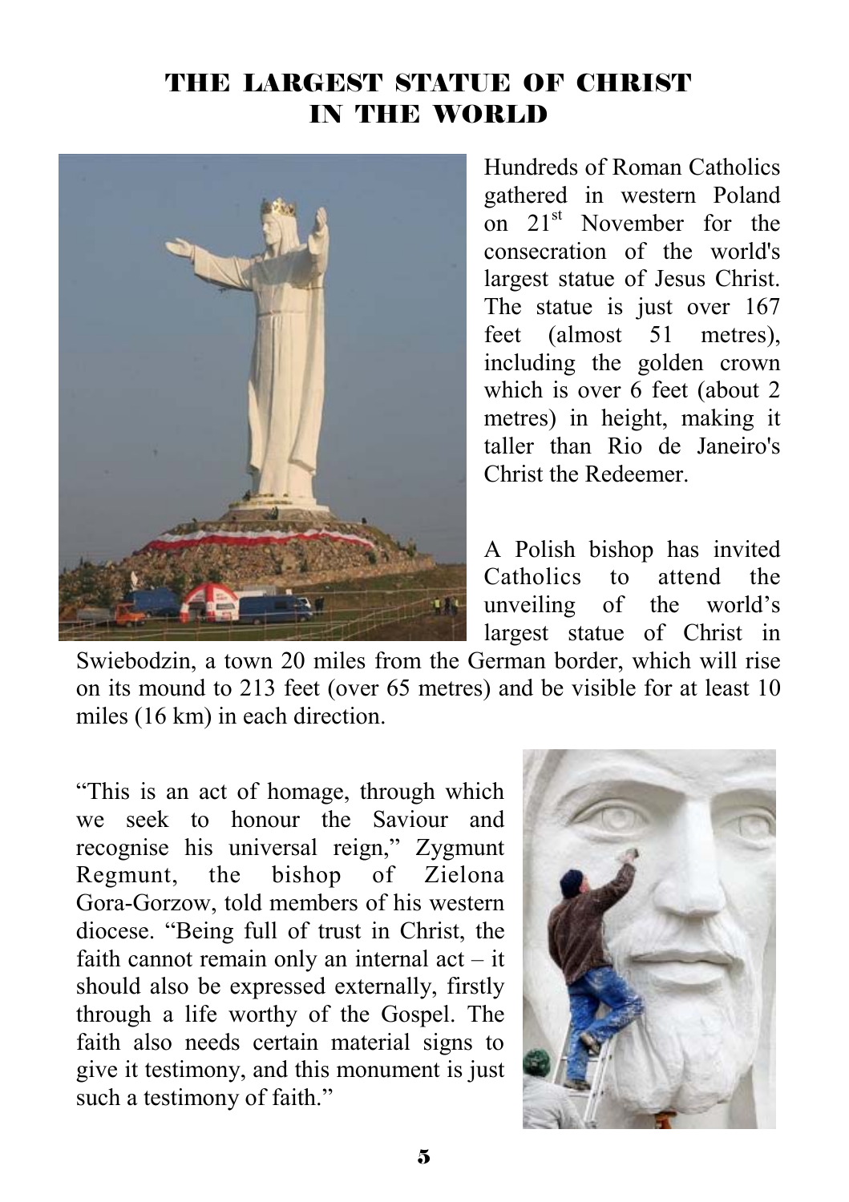# THE LARGEST STATUE OF CHRIST IN THE WORLD

Hundreds of Roman Catholics gathered in western Poland on 21st November for the consecration of the world's largest statue of Jesus Christ. The statue is just over 167 feet (almost 51 metres), including the golden crown which is over 6 feet (about 2 metres) in height, making it taller than Rio de Janeiro's Christ the Redeemer.

A Polish bishop has invited Catholics to attend the unveiling of the world's largest statue of Christ in Swiebodzin, a town 20 miles from the German border, which will rise on its mound to 213 feet (over 65 metres) and be visible for at least 10 miles (16 km) in each direction.

"This is an act of homage, through which we seek to honour the Saviour and recognise his universal reign," Zygmunt Regmunt, the bishop of Zielona Gora-Gorzow, told members of his western diocese. "Being full of trust in Christ, the faith cannot remain only an internal act – it should also be expressed externally, firstly through a life worthy of the Gospel. The faith also needs certain material signs to give it testimony, and this monument is just such a testimony of faith."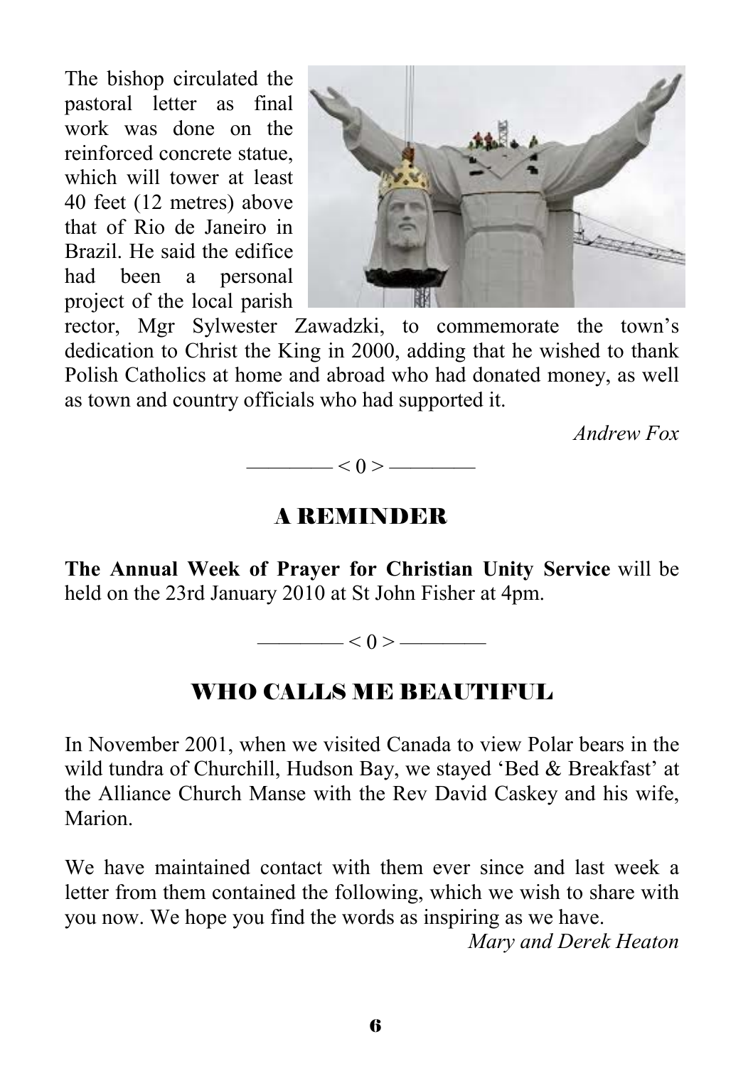The bishop circulated the pastoral letter as final work was done on the reinforced concrete statue, which will tower at least 40 feet (12 metres) above that of Rio de Janeiro in Brazil. He said the edifice had been a personal project of the local parish rector, Mgr Sylwester Zawadzki, to commemorate the town's dedication to Christ the King in 2000, adding that he wished to thank Polish Catholics at home and abroad who had donated money, as well as town and country officials who had supported it.

*Andrew Fox*

———— < 0 > ————

## A REMINDER

**The Annual Week of Prayer for Christian Unity Service** will be held on the 23rd January 2010 at St John Fisher at 4pm.

———— < 0 > ————

## WHO CALLS ME BEAUTIFUL

In November 2001, when we visited Canada to view Polar bears in the wild tundra of Churchill, Hudson Bay, we stayed 'Bed & Breakfast' at the Alliance Church Manse with the Rev David Caskey and his wife, Marion.

We have maintained contact with them ever since and last week a letter from them contained the following, which we wish to share with you now. We hope you find the words as inspiring as we have.

*Mary and Derek Heaton*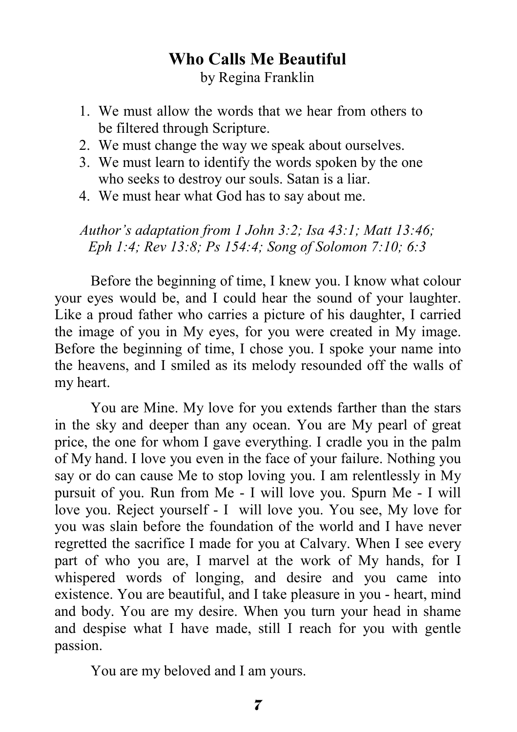# Who Calls Me Beautiful

by Regina Franklin

1. We must allow the words that we hear from others to be filtered through Scripture.
2. We must change the way we speak about ourselves.
3. We must learn to identify the words spoken by the one who seeks to destroy our souls. Satan is a liar.
4. We must hear what God has to say about me.

*Author's adaptation from 1 John 3:2; Isa 43:1; Matt 13:46; Eph 1:4; Rev 13:8; Ps 154:4; Song of Solomon 7:10; 6:3*

Before the beginning of time, I knew you. I know what colour your eyes would be, and I could hear the sound of your laughter. Like a proud father who carries a picture of his daughter, I carried the image of you in My eyes, for you were created in My image. Before the beginning of time, I chose you. I spoke your name into the heavens, and I smiled as its melody resounded off the walls of my heart.

You are Mine. My love for you extends farther than the stars in the sky and deeper than any ocean. You are My pearl of great price, the one for whom I gave everything. I cradle you in the palm of My hand. I love you even in the face of your failure. Nothing you say or do can cause Me to stop loving you. I am relentlessly in My pursuit of you. Run from Me - I will love you. Spurn Me - I will love you. Reject yourself - I will love you. You see, My love for you was slain before the foundation of the world and I have never regretted the sacrifice I made for you at Calvary. When I see every part of who you are, I marvel at the work of My hands, for I whispered words of longing, and desire and you came into existence. You are beautiful, and I take pleasure in you - heart, mind and body. You are my desire. When you turn your head in shame and despise what I have made, still I reach for you with gentle passion.

You are my beloved and I am yours.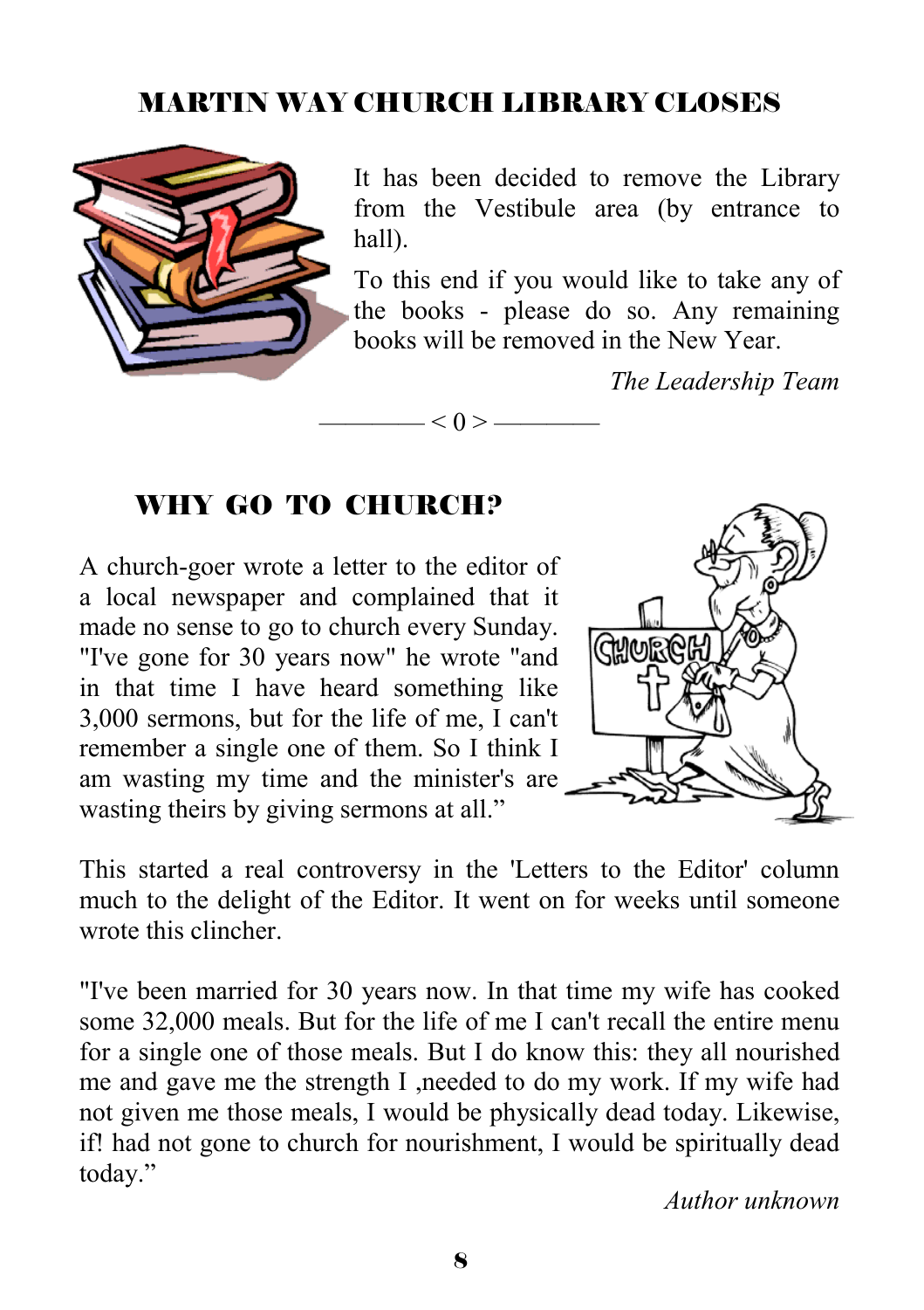## MARTIN WAY CHURCH LIBRARY CLOSES

It has been decided to remove the Library from the Vestibule area (by entrance to hall).

To this end if you would like to take any of the books - please do so. Any remaining books will be removed in the New Year.

*The Leadership Team*

———— < 0 > ————

## WHY GO TO CHURCH?

A church-goer wrote a letter to the editor of a local newspaper and complained that it made no sense to go to church every Sunday. "I've gone for 30 years now" he wrote "and in that time I have heard something like 3,000 sermons, but for the life of me, I can't remember a single one of them. So I think I am wasting my time and the minister's are wasting theirs by giving sermons at all."

This started a real controversy in the 'Letters to the Editor' column much to the delight of the Editor. It went on for weeks until someone wrote this clincher.

"I've been married for 30 years now. In that time my wife has cooked some 32,000 meals. But for the life of me I can't recall the entire menu for a single one of those meals. But I do know this: they all nourished me and gave me the strength I ,needed to do my work. If my wife had not given me those meals, I would be physically dead today. Likewise, if! had not gone to church for nourishment, I would be spiritually dead today."

*Author unknown*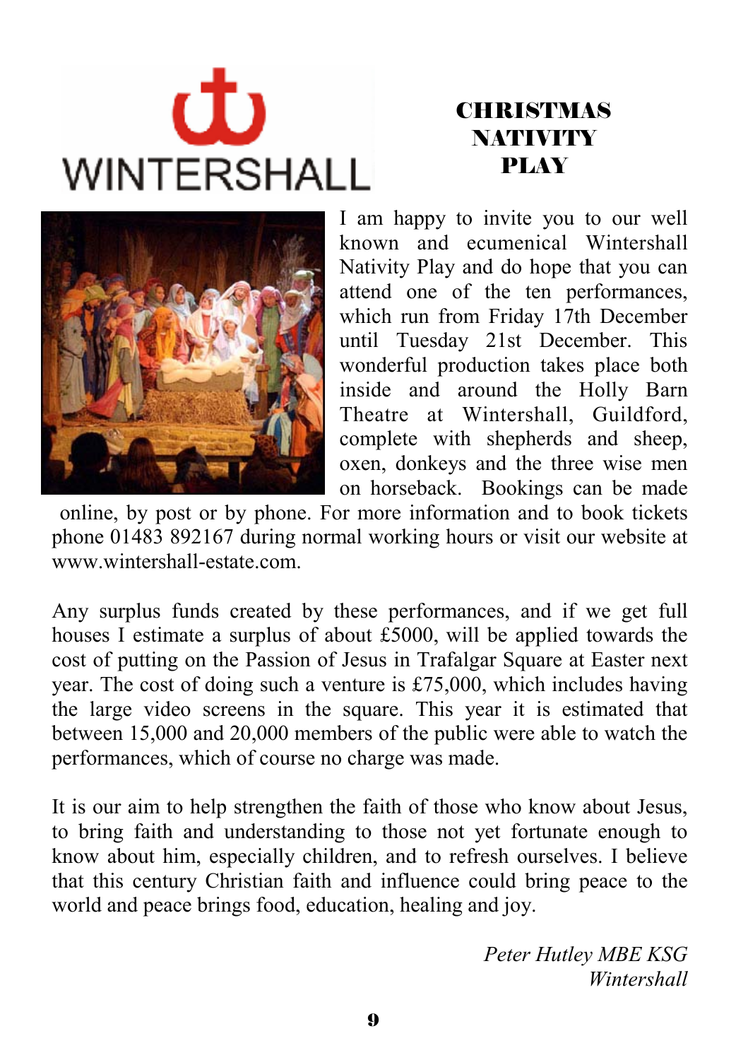WINTERSHALL

# CHRISTMAS NATIVITY PLAY

I am happy to invite you to our well known and ecumenical Wintershall Nativity Play and do hope that you can attend one of the ten performances, which run from Friday 17th December until Tuesday 21st December. This wonderful production takes place both inside and around the Holly Barn Theatre at Wintershall, Guildford, complete with shepherds and sheep, oxen, donkeys and the three wise men on horseback. Bookings can be made online, by post or by phone. For more information and to book tickets phone 01483 892167 during normal working hours or visit our website at www.wintershall-estate.com.

Any surplus funds created by these performances, and if we get full houses I estimate a surplus of about £5000, will be applied towards the cost of putting on the Passion of Jesus in Trafalgar Square at Easter next year. The cost of doing such a venture is £75,000, which includes having the large video screens in the square. This year it is estimated that between 15,000 and 20,000 members of the public were able to watch the performances, which of course no charge was made.

It is our aim to help strengthen the faith of those who know about Jesus, to bring faith and understanding to those not yet fortunate enough to know about him, especially children, and to refresh ourselves. I believe that this century Christian faith and influence could bring peace to the world and peace brings food, education, healing and joy.

*Peter Hutley MBE KSG*
*Wintershall*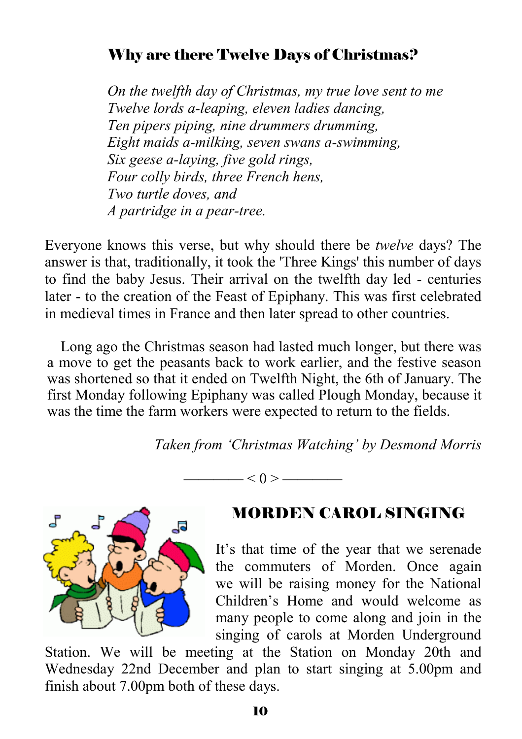## Why are there Twelve Days of Christmas?

*On the twelfth day of Christmas, my true love sent to me*
*Twelve lords a-leaping, eleven ladies dancing,*
*Ten pipers piping, nine drummers drumming,*
*Eight maids a-milking, seven swans a-swimming,*
*Six geese a-laying, five gold rings,*
*Four colly birds, three French hens,*
*Two turtle doves, and*
*A partridge in a pear-tree.*

Everyone knows this verse, but why should there be *twelve* days? The answer is that, traditionally, it took the 'Three Kings' this number of days to find the baby Jesus. Their arrival on the twelfth day led - centuries later - to the creation of the Feast of Epiphany. This was first celebrated in medieval times in France and then later spread to other countries.

Long ago the Christmas season had lasted much longer, but there was a move to get the peasants back to work earlier, and the festive season was shortened so that it ended on Twelfth Night, the 6th of January. The first Monday following Epiphany was called Plough Monday, because it was the time the farm workers were expected to return to the fields.

*Taken from 'Christmas Watching' by Desmond Morris*

———— < 0 > ————

## MORDEN CAROL SINGING

It's that time of the year that we serenade the commuters of Morden. Once again we will be raising money for the National Children's Home and would welcome as many people to come along and join in the singing of carols at Morden Underground Station. We will be meeting at the Station on Monday 20th and Wednesday 22nd December and plan to start singing at 5.00pm and finish about 7.00pm both of these days.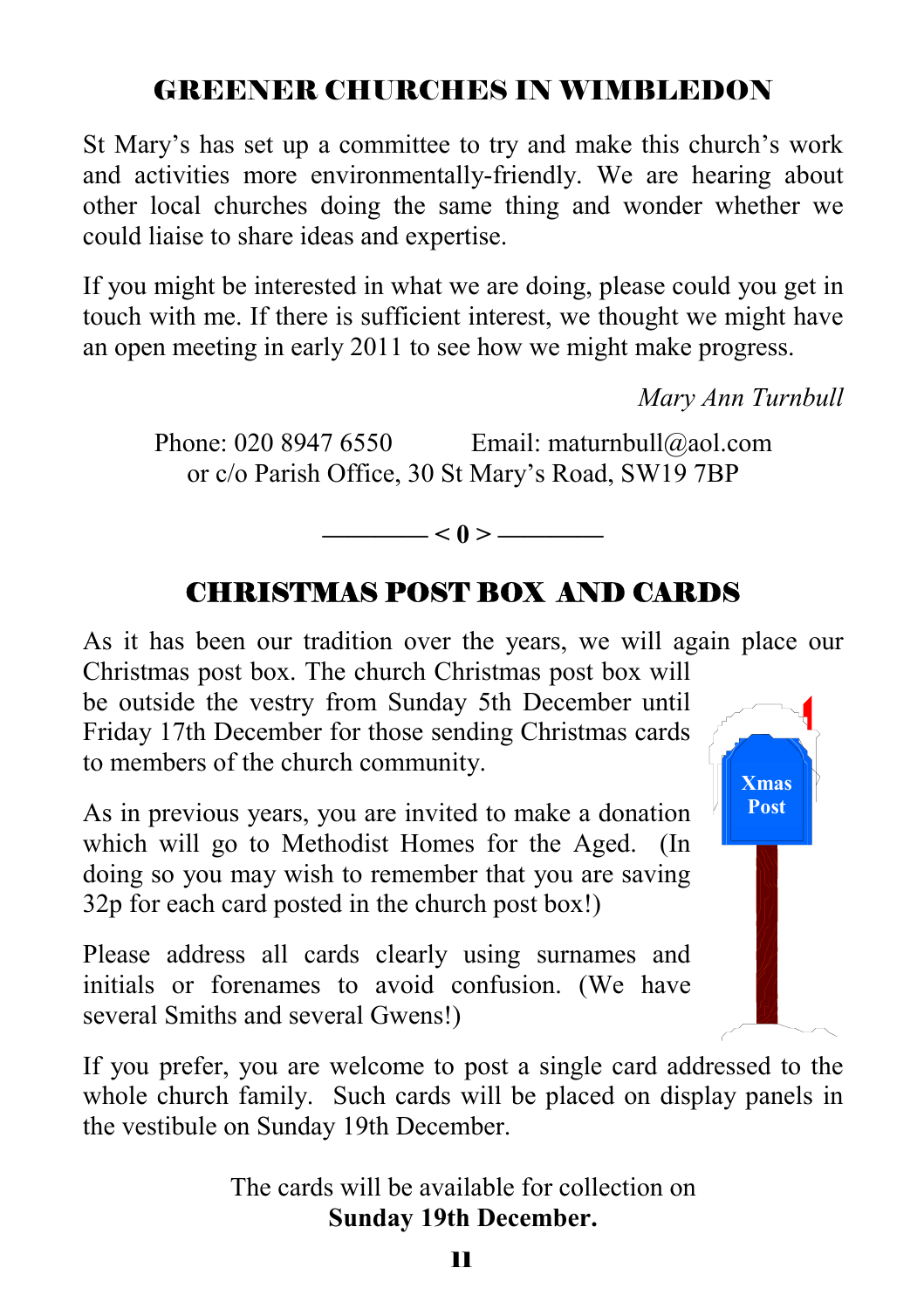## GREENER CHURCHES IN WIMBLEDON

St Mary's has set up a committee to try and make this church's work and activities more environmentally-friendly. We are hearing about other local churches doing the same thing and wonder whether we could liaise to share ideas and expertise.

If you might be interested in what we are doing, please could you get in touch with me. If there is sufficient interest, we thought we might have an open meeting in early 2011 to see how we might make progress.

*Mary Ann Turnbull*

Phone: 020 8947 6550 Email: maturnbull@aol.com
or c/o Parish Office, 30 St Mary's Road, SW19 7BP

———— < 0 > ————

## CHRISTMAS POST BOX AND CARDS

As it has been our tradition over the years, we will again place our Christmas post box. The church Christmas post box will be outside the vestry from Sunday 5th December until Friday 17th December for those sending Christmas cards to members of the church community.

As in previous years, you are invited to make a donation which will go to Methodist Homes for the Aged. (In doing so you may wish to remember that you are saving 32p for each card posted in the church post box!)

Please address all cards clearly using surnames and initials or forenames to avoid confusion. (We have several Smiths and several Gwens!)

If you prefer, you are welcome to post a single card addressed to the whole church family. Such cards will be placed on display panels in the vestibule on Sunday 19th December.

The cards will be available for collection on
**Sunday 19th December.**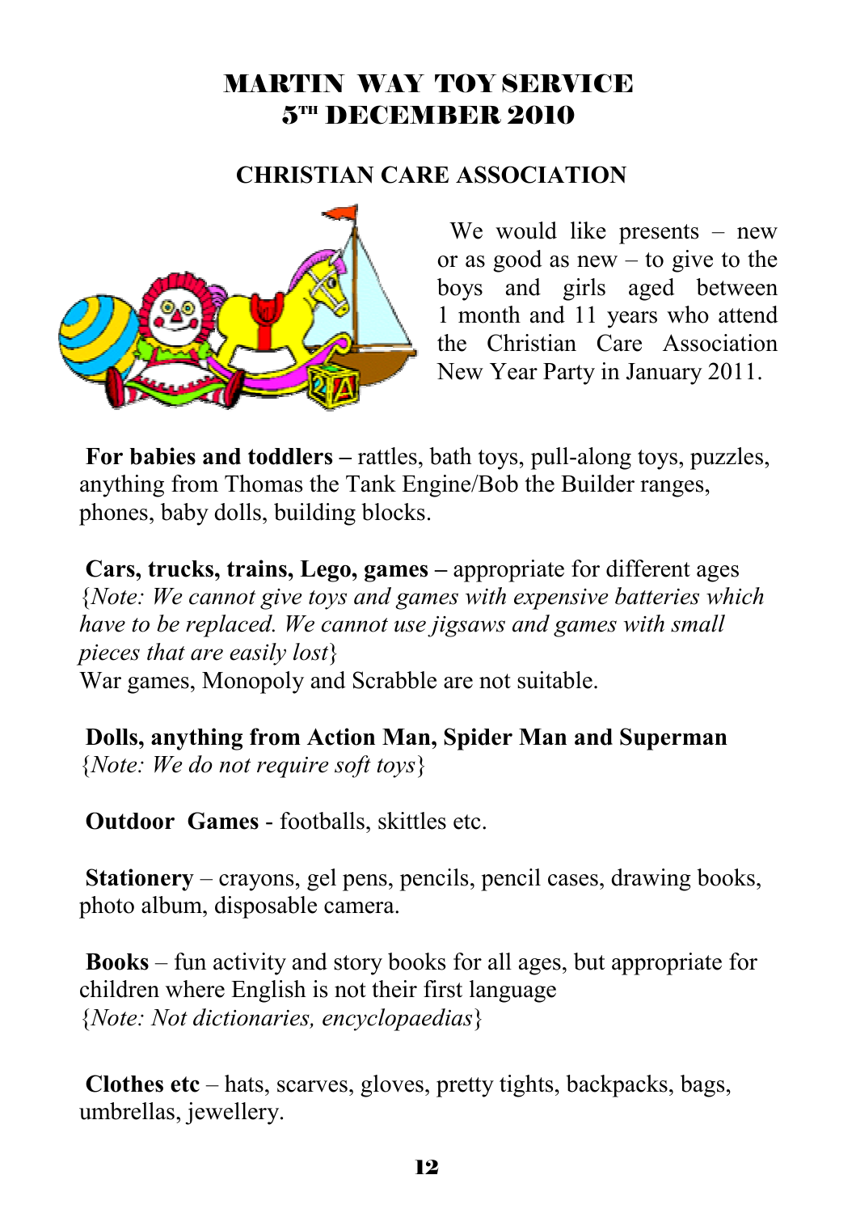# MARTIN WAY TOY SERVICE
# 5TH DECEMBER 2010

## CHRISTIAN CARE ASSOCIATION

We would like presents – new or as good as new – to give to the boys and girls aged between 1 month and 11 years who attend the Christian Care Association New Year Party in January 2011.

**For babies and toddlers –** rattles, bath toys, pull-along toys, puzzles, anything from Thomas the Tank Engine/Bob the Builder ranges, phones, baby dolls, building blocks.

**Cars, trucks, trains, Lego, games –** appropriate for different ages {*Note: We cannot give toys and games with expensive batteries which have to be replaced. We cannot use jigsaws and games with small pieces that are easily lost*}
War games, Monopoly and Scrabble are not suitable.

**Dolls, anything from Action Man, Spider Man and Superman**
{*Note: We do not require soft toys*}

**Outdoor Games** - footballs, skittles etc.

**Stationery** – crayons, gel pens, pencils, pencil cases, drawing books, photo album, disposable camera.

**Books** – fun activity and story books for all ages, but appropriate for children where English is not their first language
{*Note: Not dictionaries, encyclopaedias*}

**Clothes etc** – hats, scarves, gloves, pretty tights, backpacks, bags, umbrellas, jewellery.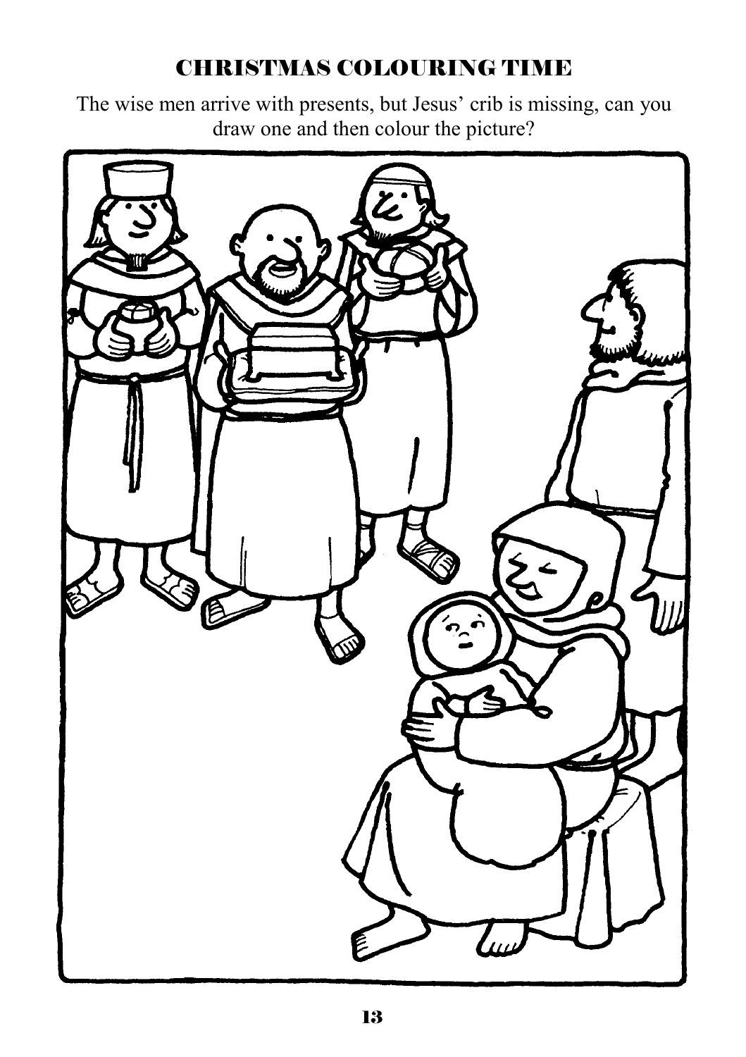## CHRISTMAS COLOURING TIME

The wise men arrive with presents, but Jesus' crib is missing, can you draw one and then colour the picture?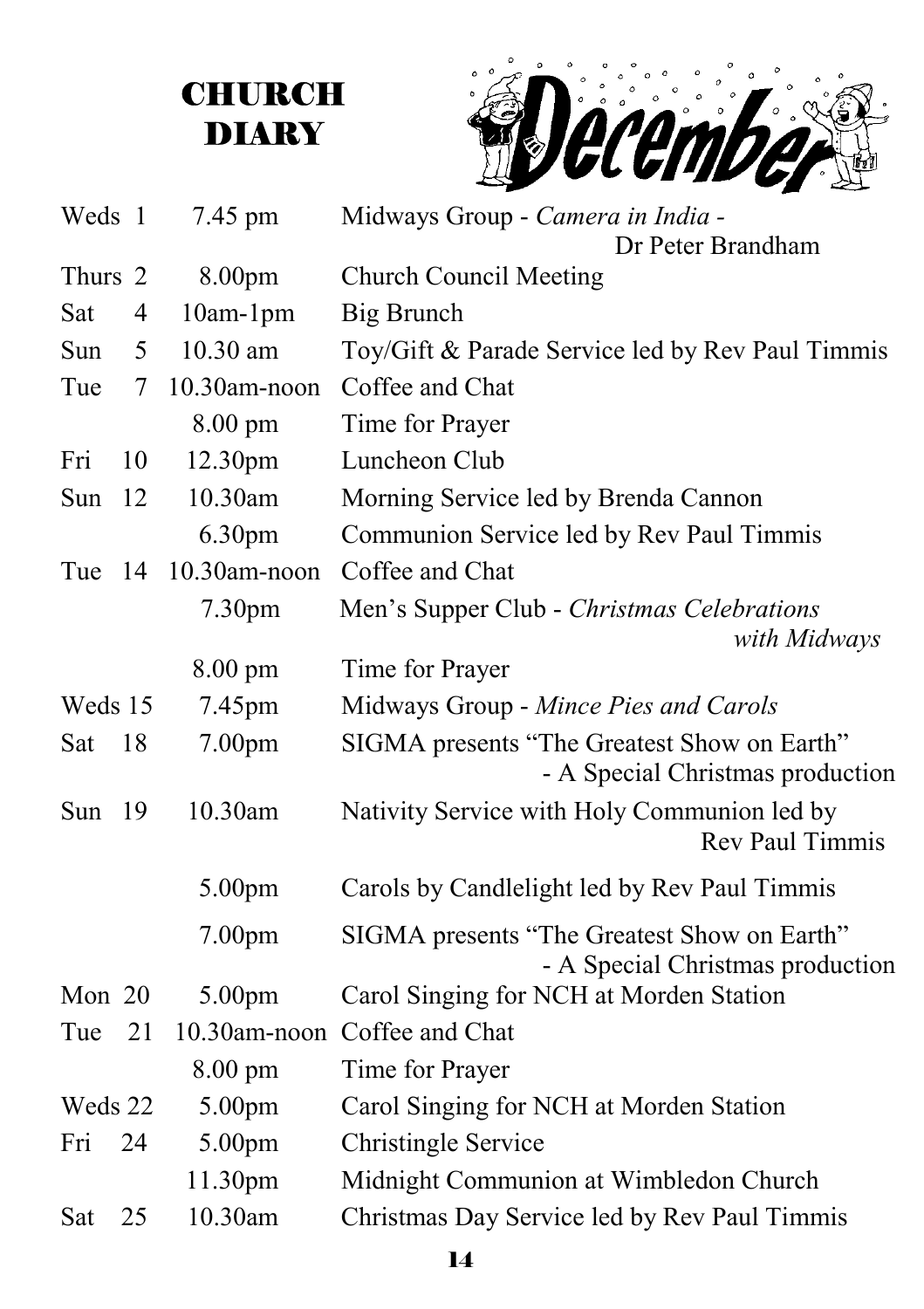# CHURCH DIARY

## December

| Day | | Time | Event |
|---|---|---|---|
| Weds | 1 | 7.45 pm | Midways Group - *Camera in India* - Dr Peter Brandham |
| Thurs | 2 | 8.00pm | Church Council Meeting |
| Sat | 4 | 10am-1pm | Big Brunch |
| Sun | 5 | 10.30 am | Toy/Gift & Parade Service led by Rev Paul Timmis |
| Tue | 7 | 10.30am-noon | Coffee and Chat |
| | | 8.00 pm | Time for Prayer |
| Fri | 10 | 12.30pm | Luncheon Club |
| Sun | 12 | 10.30am | Morning Service led by Brenda Cannon |
| | | 6.30pm | Communion Service led by Rev Paul Timmis |
| Tue | 14 | 10.30am-noon | Coffee and Chat |
| | | 7.30pm | Men's Supper Club - *Christmas Celebrations with Midways* |
| | | 8.00 pm | Time for Prayer |
| Weds | 15 | 7.45pm | Midways Group - *Mince Pies and Carols* |
| Sat | 18 | 7.00pm | SIGMA presents "The Greatest Show on Earth" - A Special Christmas production |
| Sun | 19 | 10.30am | Nativity Service with Holy Communion led by Rev Paul Timmis |
| | | 5.00pm | Carols by Candlelight led by Rev Paul Timmis |
| | | 7.00pm | SIGMA presents "The Greatest Show on Earth" - A Special Christmas production |
| Mon | 20 | 5.00pm | Carol Singing for NCH at Morden Station |
| Tue | 21 | 10.30am-noon | Coffee and Chat |
| | | 8.00 pm | Time for Prayer |
| Weds | 22 | 5.00pm | Carol Singing for NCH at Morden Station |
| Fri | 24 | 5.00pm | Christingle Service |
| | | 11.30pm | Midnight Communion at Wimbledon Church |
| Sat | 25 | 10.30am | Christmas Day Service led by Rev Paul Timmis |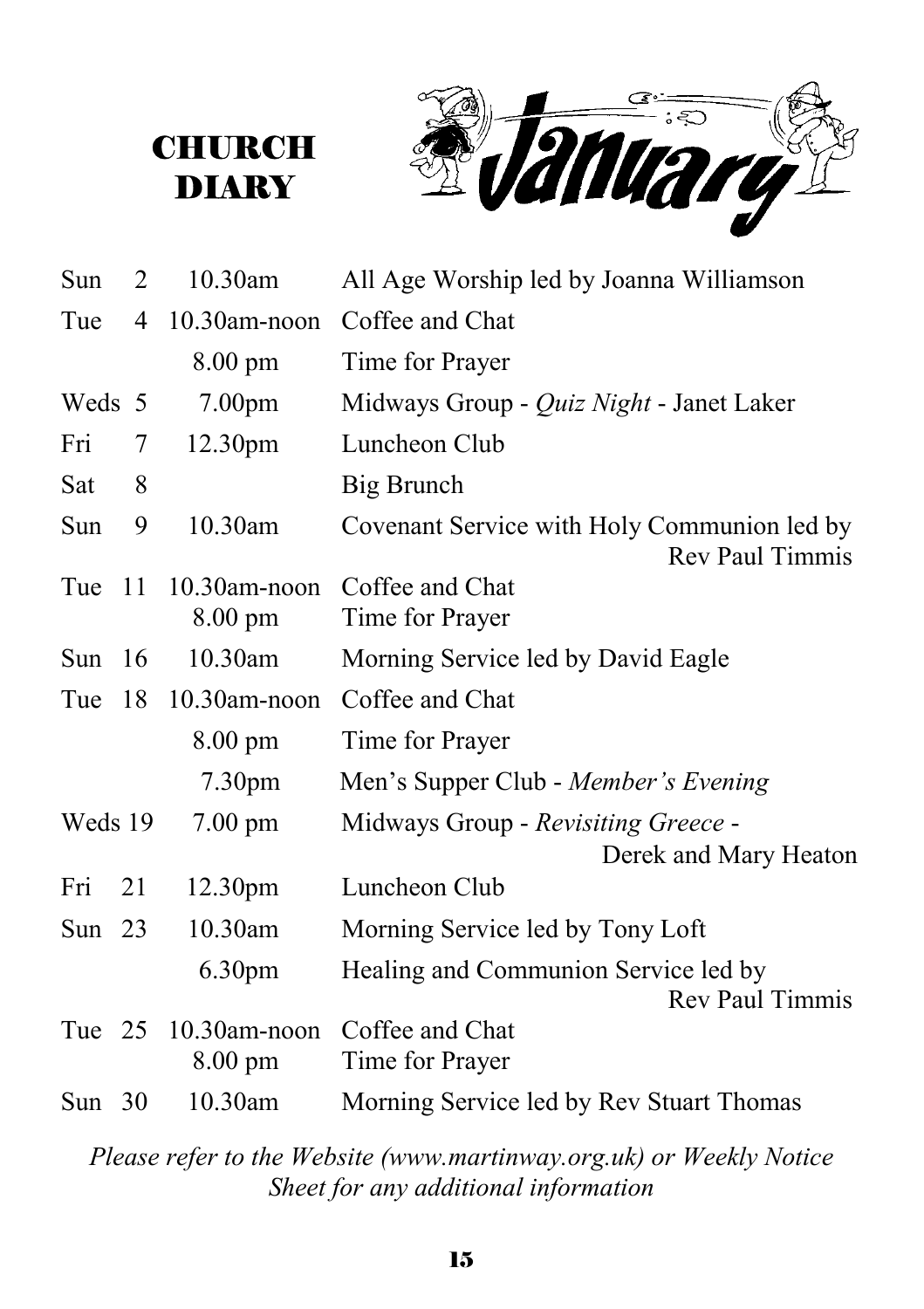# CHURCH DIARY

## January

| Day | Date | Time | Event |
|---|---|---|---|
| Sun | 2 | 10.30am | All Age Worship led by Joanna Williamson |
| Tue | 4 | 10.30am-noon | Coffee and Chat |
| | | 8.00 pm | Time for Prayer |
| Weds | 5 | 7.00pm | Midways Group - *Quiz Night* - Janet Laker |
| Fri | 7 | 12.30pm | Luncheon Club |
| Sat | 8 | | Big Brunch |
| Sun | 9 | 10.30am | Covenant Service with Holy Communion led by Rev Paul Timmis |
| Tue | 11 | 10.30am-noon | Coffee and Chat |
| | | 8.00 pm | Time for Prayer |
| Sun | 16 | 10.30am | Morning Service led by David Eagle |
| Tue | 18 | 10.30am-noon | Coffee and Chat |
| | | 8.00 pm | Time for Prayer |
| | | 7.30pm | Men's Supper Club - *Member's Evening* |
| Weds | 19 | 7.00 pm | Midways Group - *Revisiting Greece* - Derek and Mary Heaton |
| Fri | 21 | 12.30pm | Luncheon Club |
| Sun | 23 | 10.30am | Morning Service led by Tony Loft |
| | | 6.30pm | Healing and Communion Service led by Rev Paul Timmis |
| Tue | 25 | 10.30am-noon | Coffee and Chat |
| | | 8.00 pm | Time for Prayer |
| Sun | 30 | 10.30am | Morning Service led by Rev Stuart Thomas |

*Please refer to the Website (www.martinway.org.uk) or Weekly Notice Sheet for any additional information*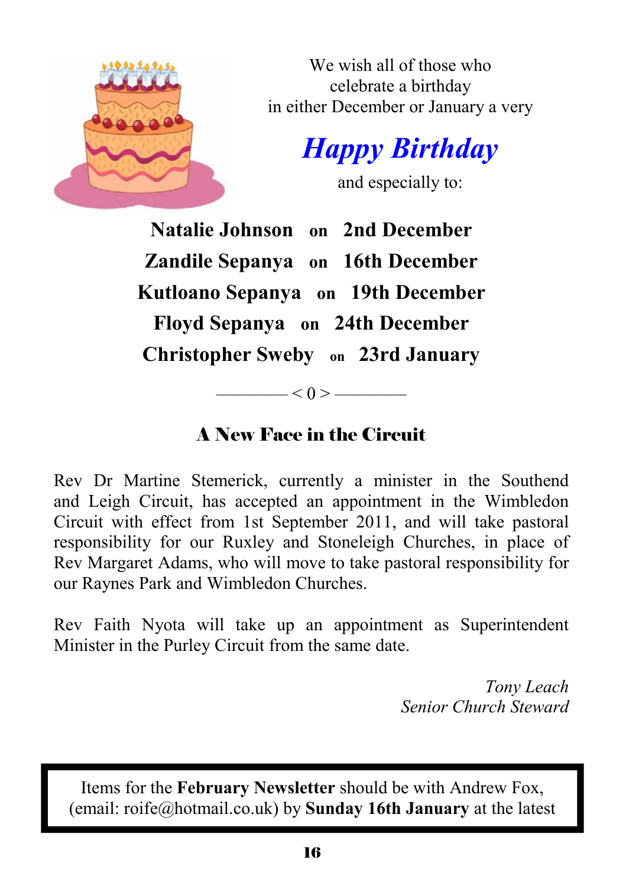We wish all of those who celebrate a birthday in either December or January a very

## *Happy Birthday*

and especially to:

**Natalie Johnson** on **2nd December**
**Zandile Sepanya** on **16th December**
**Kutloano Sepanya** on **19th December**
**Floyd Sepanya** on **24th December**
**Christopher Sweby** on **23rd January**

———— < 0 > ————

## A New Face in the Circuit

Rev Dr Martine Stemerick, currently a minister in the Southend and Leigh Circuit, has accepted an appointment in the Wimbledon Circuit with effect from 1st September 2011, and will take pastoral responsibility for our Ruxley and Stoneleigh Churches, in place of Rev Margaret Adams, who will move to take pastoral responsibility for our Raynes Park and Wimbledon Churches.

Rev Faith Nyota will take up an appointment as Superintendent Minister in the Purley Circuit from the same date.

*Tony Leach*
*Senior Church Steward*

Items for the **February Newsletter** should be with Andrew Fox, (email: roife@hotmail.co.uk) by **Sunday 16th January** at the latest